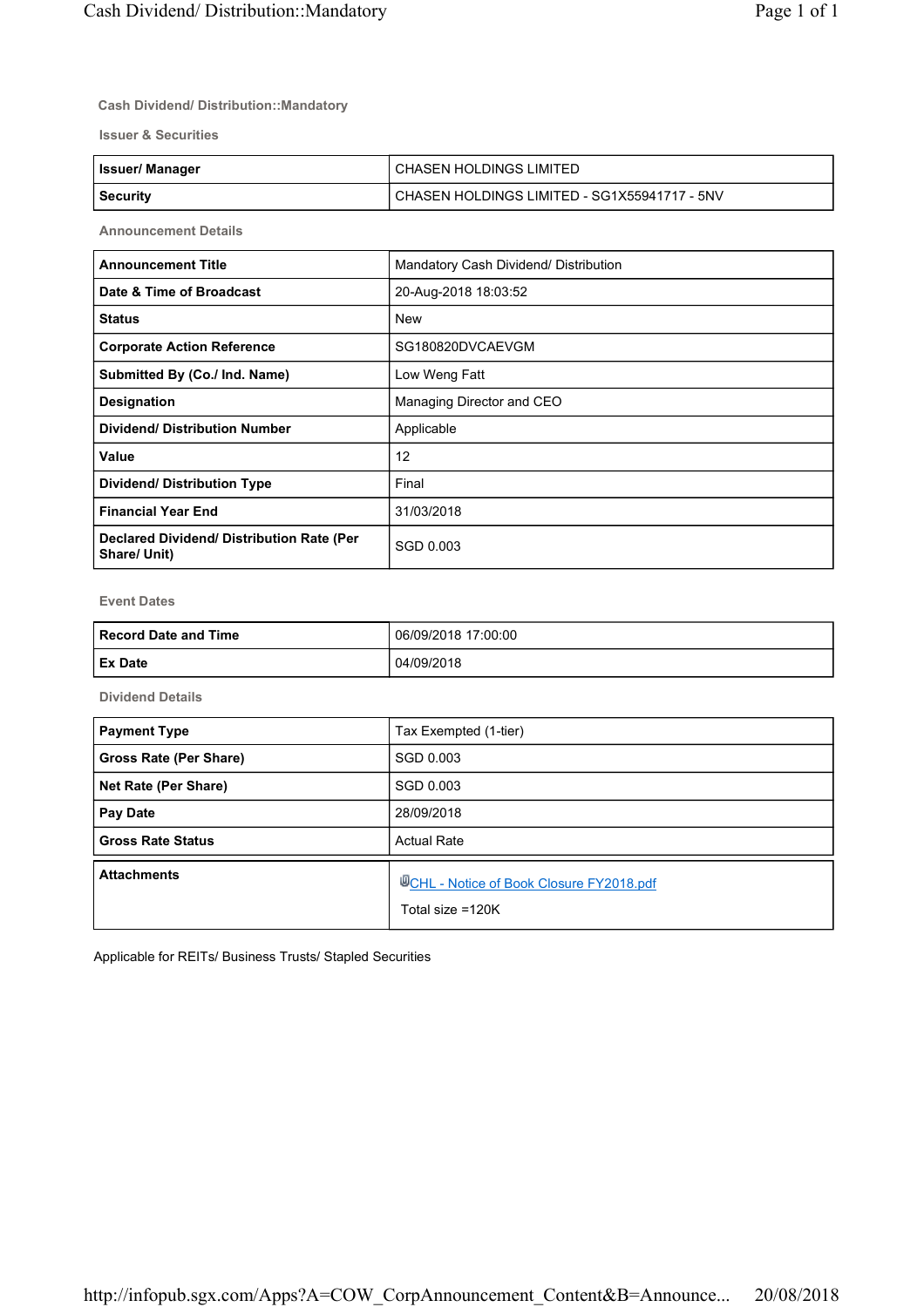## Cash Dividend/ Distribution::Mandatory

### Issuer & Securities

| | |
|---|---|
| **Issuer/ Manager** | CHASEN HOLDINGS LIMITED |
| **Security** | CHASEN HOLDINGS LIMITED - SG1X55941717 - 5NV |

### Announcement Details

| | |
|---|---|
| **Announcement Title** | Mandatory Cash Dividend/ Distribution |
| **Date & Time of Broadcast** | 20-Aug-2018 18:03:52 |
| **Status** | New |
| **Corporate Action Reference** | SG180820DVCAEVGM |
| **Submitted By (Co./ Ind. Name)** | Low Weng Fatt |
| **Designation** | Managing Director and CEO |
| **Dividend/ Distribution Number** | Applicable |
| **Value** | 12 |
| **Dividend/ Distribution Type** | Final |
| **Financial Year End** | 31/03/2018 |
| **Declared Dividend/ Distribution Rate (Per Share/ Unit)** | SGD 0.003 |

### Event Dates

| | |
|---|---|
| **Record Date and Time** | 06/09/2018 17:00:00 |
| **Ex Date** | 04/09/2018 |

### Dividend Details

| | |
|---|---|
| **Payment Type** | Tax Exempted (1-tier) |
| **Gross Rate (Per Share)** | SGD 0.003 |
| **Net Rate (Per Share)** | SGD 0.003 |
| **Pay Date** | 28/09/2018 |
| **Gross Rate Status** | Actual Rate |

| | |
|---|---|
| **Attachments** | CHL - Notice of Book Closure FY2018.pdf<br>Total size =120K |

Applicable for REITs/ Business Trusts/ Stapled Securities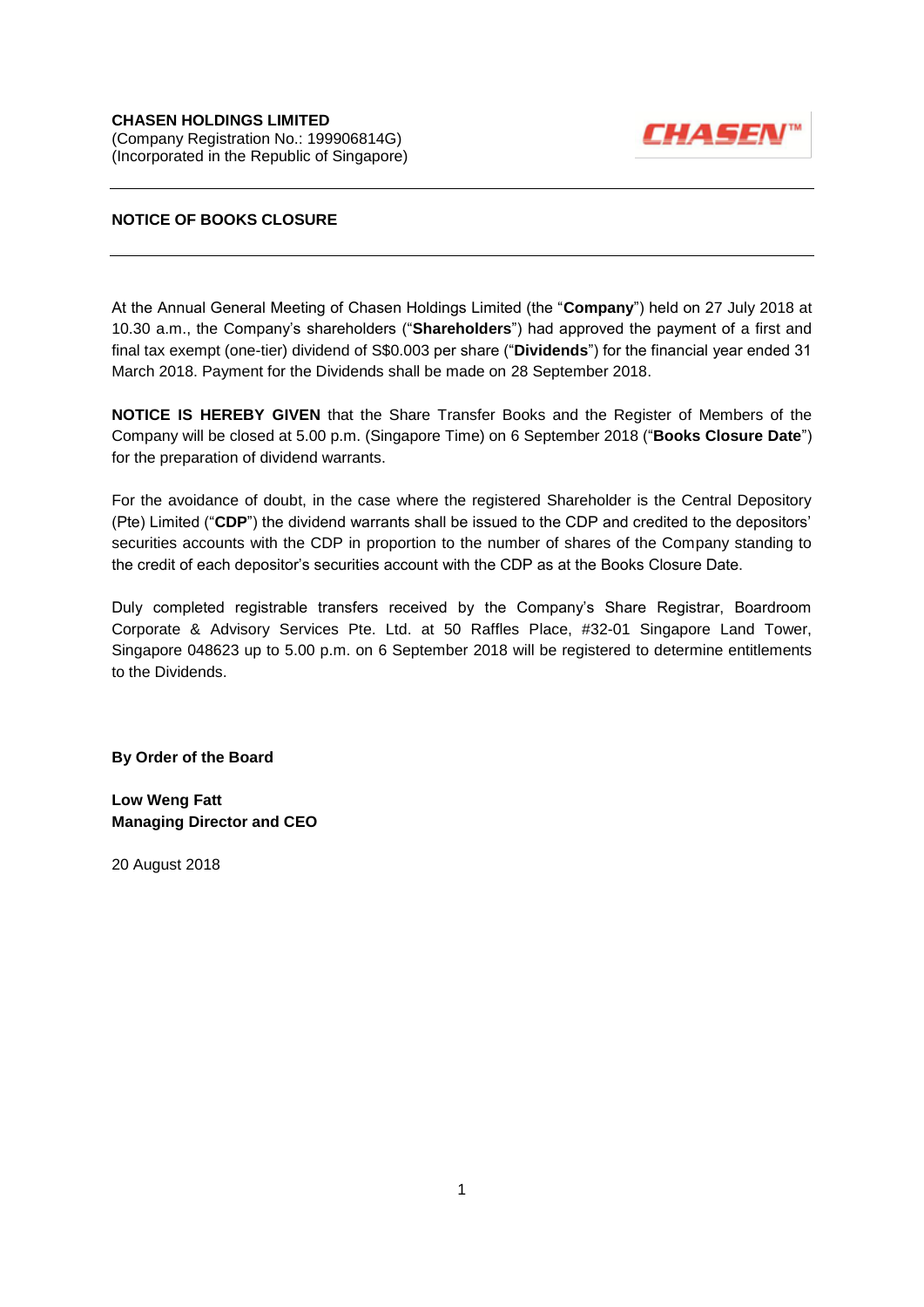**CHASEN HOLDINGS LIMITED**
(Company Registration No.: 199906814G)
(Incorporated in the Republic of Singapore)

**NOTICE OF BOOKS CLOSURE**

At the Annual General Meeting of Chasen Holdings Limited (the "**Company**") held on 27 July 2018 at 10.30 a.m., the Company's shareholders ("**Shareholders**") had approved the payment of a first and final tax exempt (one-tier) dividend of S$0.003 per share ("**Dividends**") for the financial year ended 31 March 2018. Payment for the Dividends shall be made on 28 September 2018.

**NOTICE IS HEREBY GIVEN** that the Share Transfer Books and the Register of Members of the Company will be closed at 5.00 p.m. (Singapore Time) on 6 September 2018 ("**Books Closure Date**") for the preparation of dividend warrants.

For the avoidance of doubt, in the case where the registered Shareholder is the Central Depository (Pte) Limited ("**CDP**") the dividend warrants shall be issued to the CDP and credited to the depositors' securities accounts with the CDP in proportion to the number of shares of the Company standing to the credit of each depositor's securities account with the CDP as at the Books Closure Date.

Duly completed registrable transfers received by the Company's Share Registrar, Boardroom Corporate & Advisory Services Pte. Ltd. at 50 Raffles Place, #32-01 Singapore Land Tower, Singapore 048623 up to 5.00 p.m. on 6 September 2018 will be registered to determine entitlements to the Dividends.

**By Order of the Board**

**Low Weng Fatt**
**Managing Director and CEO**

20 August 2018